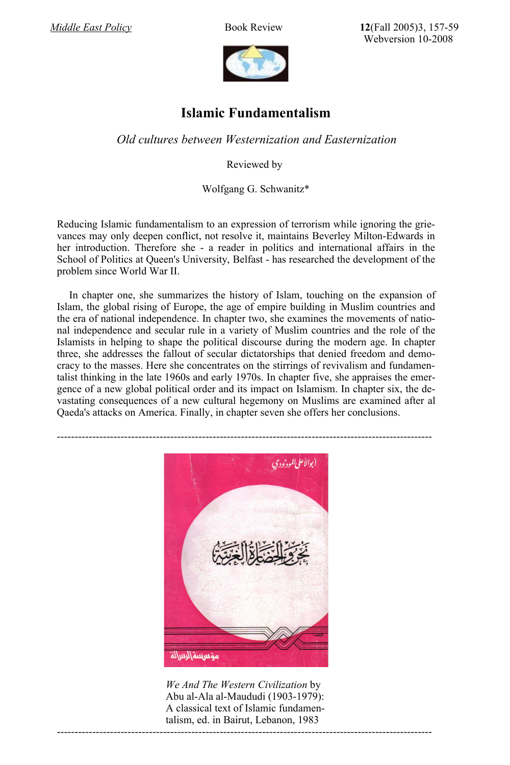# Islamic Fundamentalism

*Old cultures between Westernization and Easternization*

Reviewed by

Wolfgang G. Schwanitz*

Reducing Islamic fundamentalism to an expression of terrorism while ignoring the grievances may only deepen conflict, not resolve it, maintains Beverley Milton-Edwards in her introduction. Therefore she - a reader in politics and international affairs in the School of Politics at Queen's University, Belfast - has researched the development of the problem since World War II.

In chapter one, she summarizes the history of Islam, touching on the expansion of Islam, the global rising of Europe, the age of empire building in Muslim countries and the era of national independence. In chapter two, she examines the movements of national independence and secular rule in a variety of Muslim countries and the role of the Islamists in helping to shape the political discourse during the modern age. In chapter three, she addresses the fallout of secular dictatorships that denied freedom and democracy to the masses. Here she concentrates on the stirrings of revivalism and fundamentalist thinking in the late 1960s and early 1970s. In chapter five, she appraises the emergence of a new global political order and its impact on Islamism. In chapter six, the devastating consequences of a new cultural hegemony on Muslims are examined after al Qaeda's attacks on America. Finally, in chapter seven she offers her conclusions.

---

*We And The Western Civilization* by Abu al-Ala al-Maududi (1903-1979): A classical text of Islamic fundamentalism, ed. in Bairut, Lebanon, 1983

---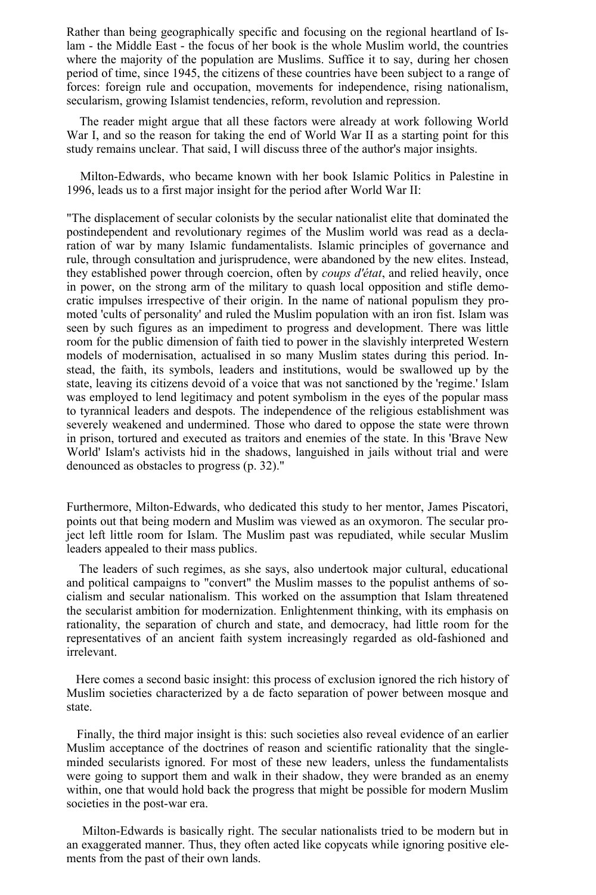Rather than being geographically specific and focusing on the regional heartland of Islam - the Middle East - the focus of her book is the whole Muslim world, the countries where the majority of the population are Muslims. Suffice it to say, during her chosen period of time, since 1945, the citizens of these countries have been subject to a range of forces: foreign rule and occupation, movements for independence, rising nationalism, secularism, growing Islamist tendencies, reform, revolution and repression.

The reader might argue that all these factors were already at work following World War I, and so the reason for taking the end of World War II as a starting point for this study remains unclear. That said, I will discuss three of the author's major insights.

Milton-Edwards, who became known with her book Islamic Politics in Palestine in 1996, leads us to a first major insight for the period after World War II:

"The displacement of secular colonists by the secular nationalist elite that dominated the postindependent and revolutionary regimes of the Muslim world was read as a declaration of war by many Islamic fundamentalists. Islamic principles of governance and rule, through consultation and jurisprudence, were abandoned by the new elites. Instead, they established power through coercion, often by *coups d'état*, and relied heavily, once in power, on the strong arm of the military to quash local opposition and stifle democratic impulses irrespective of their origin. In the name of national populism they promoted 'cults of personality' and ruled the Muslim population with an iron fist. Islam was seen by such figures as an impediment to progress and development. There was little room for the public dimension of faith tied to power in the slavishly interpreted Western models of modernisation, actualised in so many Muslim states during this period. Instead, the faith, its symbols, leaders and institutions, would be swallowed up by the state, leaving its citizens devoid of a voice that was not sanctioned by the 'regime.' Islam was employed to lend legitimacy and potent symbolism in the eyes of the popular mass to tyrannical leaders and despots. The independence of the religious establishment was severely weakened and undermined. Those who dared to oppose the state were thrown in prison, tortured and executed as traitors and enemies of the state. In this 'Brave New World' Islam's activists hid in the shadows, languished in jails without trial and were denounced as obstacles to progress (p. 32)."

Furthermore, Milton-Edwards, who dedicated this study to her mentor, James Piscatori, points out that being modern and Muslim was viewed as an oxymoron. The secular project left little room for Islam. The Muslim past was repudiated, while secular Muslim leaders appealed to their mass publics.

The leaders of such regimes, as she says, also undertook major cultural, educational and political campaigns to "convert" the Muslim masses to the populist anthems of socialism and secular nationalism. This worked on the assumption that Islam threatened the secularist ambition for modernization. Enlightenment thinking, with its emphasis on rationality, the separation of church and state, and democracy, had little room for the representatives of an ancient faith system increasingly regarded as old-fashioned and irrelevant.

Here comes a second basic insight: this process of exclusion ignored the rich history of Muslim societies characterized by a de facto separation of power between mosque and state.

Finally, the third major insight is this: such societies also reveal evidence of an earlier Muslim acceptance of the doctrines of reason and scientific rationality that the single-minded secularists ignored. For most of these new leaders, unless the fundamentalists were going to support them and walk in their shadow, they were branded as an enemy within, one that would hold back the progress that might be possible for modern Muslim societies in the post-war era.

Milton-Edwards is basically right. The secular nationalists tried to be modern but in an exaggerated manner. Thus, they often acted like copycats while ignoring positive elements from the past of their own lands.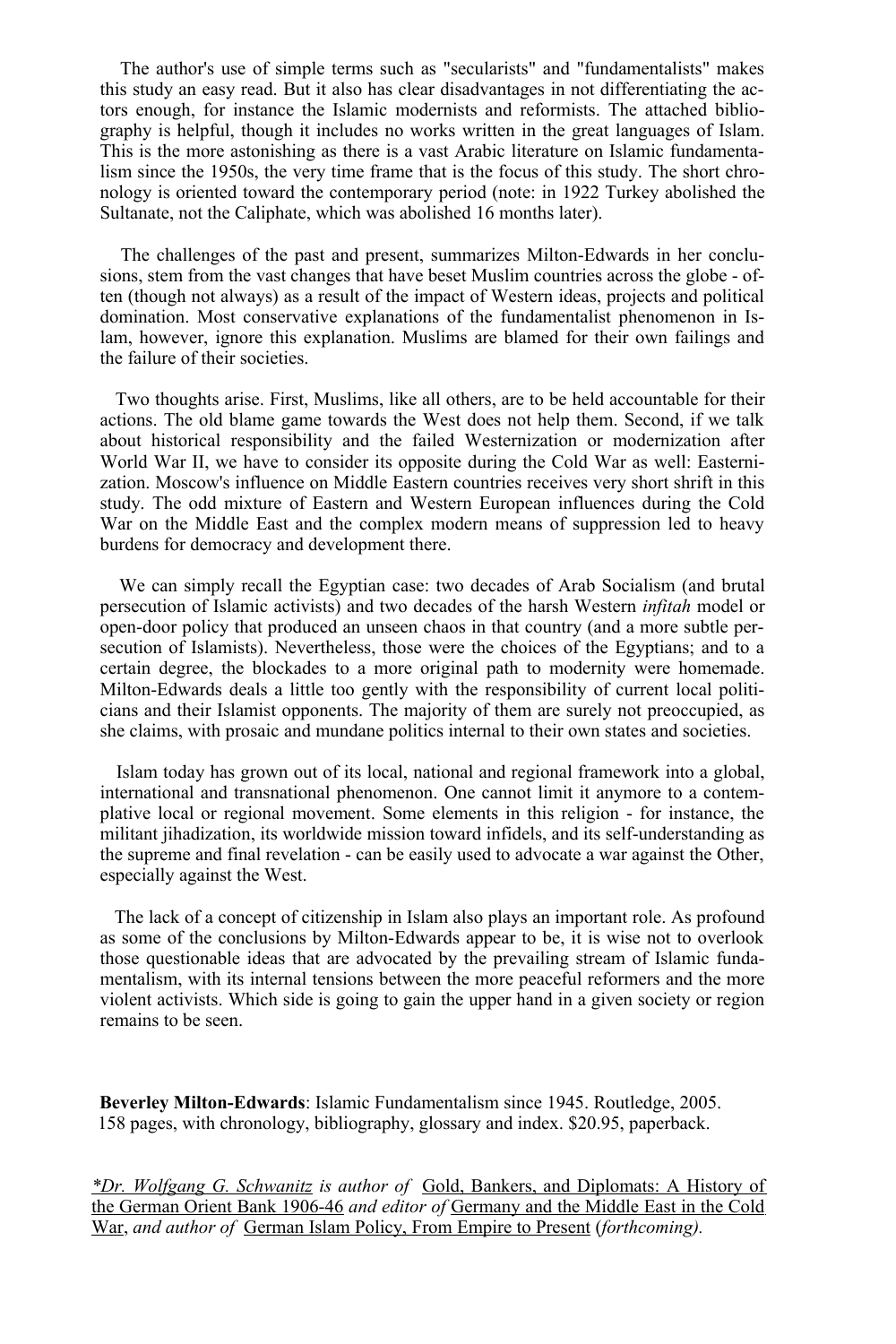The author's use of simple terms such as "secularists" and "fundamentalists" makes this study an easy read. But it also has clear disadvantages in not differentiating the actors enough, for instance the Islamic modernists and reformists. The attached bibliography is helpful, though it includes no works written in the great languages of Islam. This is the more astonishing as there is a vast Arabic literature on Islamic fundamentalism since the 1950s, the very time frame that is the focus of this study. The short chronology is oriented toward the contemporary period (note: in 1922 Turkey abolished the Sultanate, not the Caliphate, which was abolished 16 months later).

The challenges of the past and present, summarizes Milton-Edwards in her conclusions, stem from the vast changes that have beset Muslim countries across the globe - often (though not always) as a result of the impact of Western ideas, projects and political domination. Most conservative explanations of the fundamentalist phenomenon in Islam, however, ignore this explanation. Muslims are blamed for their own failings and the failure of their societies.

Two thoughts arise. First, Muslims, like all others, are to be held accountable for their actions. The old blame game towards the West does not help them. Second, if we talk about historical responsibility and the failed Westernization or modernization after World War II, we have to consider its opposite during the Cold War as well: Easternization. Moscow's influence on Middle Eastern countries receives very short shrift in this study. The odd mixture of Eastern and Western European influences during the Cold War on the Middle East and the complex modern means of suppression led to heavy burdens for democracy and development there.

We can simply recall the Egyptian case: two decades of Arab Socialism (and brutal persecution of Islamic activists) and two decades of the harsh Western *infitah* model or open-door policy that produced an unseen chaos in that country (and a more subtle persecution of Islamists). Nevertheless, those were the choices of the Egyptians; and to a certain degree, the blockades to a more original path to modernity were homemade. Milton-Edwards deals a little too gently with the responsibility of current local politicians and their Islamist opponents. The majority of them are surely not preoccupied, as she claims, with prosaic and mundane politics internal to their own states and societies.

Islam today has grown out of its local, national and regional framework into a global, international and transnational phenomenon. One cannot limit it anymore to a contemplative local or regional movement. Some elements in this religion - for instance, the militant jihadization, its worldwide mission toward infidels, and its self-understanding as the supreme and final revelation - can be easily used to advocate a war against the Other, especially against the West.

The lack of a concept of citizenship in Islam also plays an important role. As profound as some of the conclusions by Milton-Edwards appear to be, it is wise not to overlook those questionable ideas that are advocated by the prevailing stream of Islamic fundamentalism, with its internal tensions between the more peaceful reformers and the more violent activists. Which side is going to gain the upper hand in a given society or region remains to be seen.

**Beverley Milton-Edwards**: Islamic Fundamentalism since 1945. Routledge, 2005.
158 pages, with chronology, bibliography, glossary and index. $20.95, paperback.

*\*Dr. Wolfgang G. Schwanitz is author of* Gold, Bankers, and Diplomats: A History of the German Orient Bank 1906-46 *and editor of* Germany and the Middle East in the Cold War, *and author of* German Islam Policy, From Empire to Present (*forthcoming).*